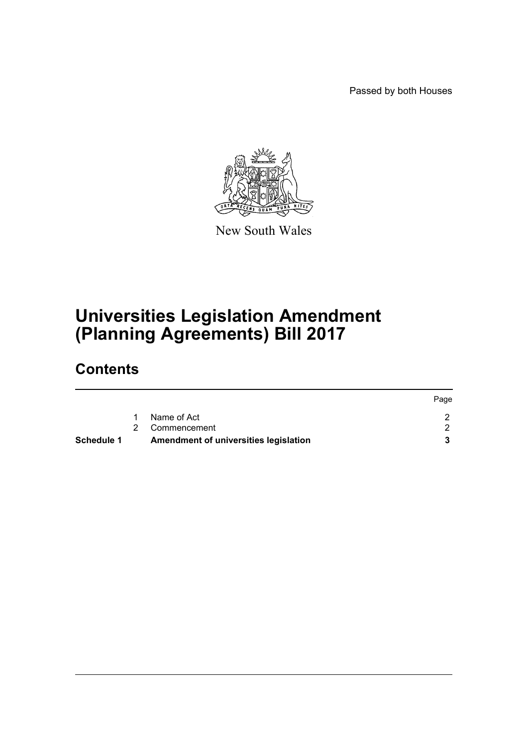Passed by both Houses

New South Wales

# Universities Legislation Amendment (Planning Agreements) Bill 2017

## Contents

| | | | Page |
|---|---|---|---|
| | 1 | Name of Act | 2 |
| | 2 | Commencement | 2 |
| **Schedule 1** | | **Amendment of universities legislation** | **3** |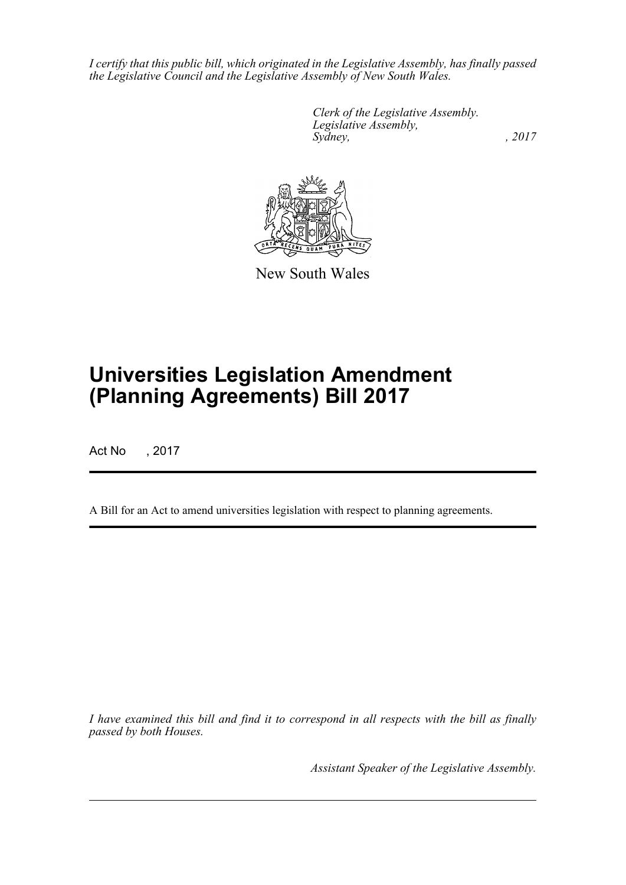*I certify that this public bill, which originated in the Legislative Assembly, has finally passed the Legislative Council and the Legislative Assembly of New South Wales.*

*Clerk of the Legislative Assembly.*
*Legislative Assembly,*
*Sydney, , 2017*

New South Wales

# Universities Legislation Amendment (Planning Agreements) Bill 2017

Act No , 2017

A Bill for an Act to amend universities legislation with respect to planning agreements.

*I have examined this bill and find it to correspond in all respects with the bill as finally passed by both Houses.*

*Assistant Speaker of the Legislative Assembly.*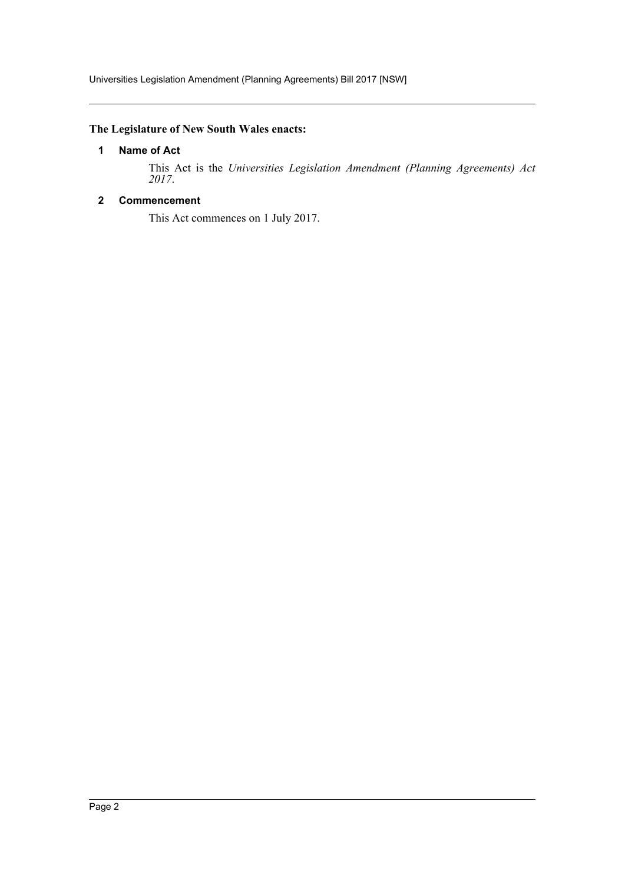**The Legislature of New South Wales enacts:**

## 1 Name of Act

This Act is the *Universities Legislation Amendment (Planning Agreements) Act 2017*.

## 2 Commencement

This Act commences on 1 July 2017.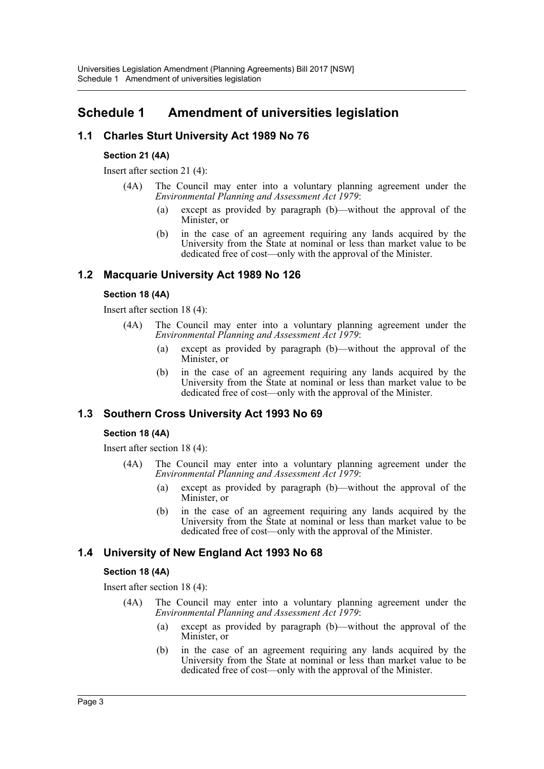# Schedule 1 Amendment of universities legislation

## 1.1 Charles Sturt University Act 1989 No 76

### Section 21 (4A)

Insert after section 21 (4):

> (4A) The Council may enter into a voluntary planning agreement under the *Environmental Planning and Assessment Act 1979*:
>
> (a) except as provided by paragraph (b)—without the approval of the Minister, or
>
> (b) in the case of an agreement requiring any lands acquired by the University from the State at nominal or less than market value to be dedicated free of cost—only with the approval of the Minister.

## 1.2 Macquarie University Act 1989 No 126

### Section 18 (4A)

Insert after section 18 (4):

> (4A) The Council may enter into a voluntary planning agreement under the *Environmental Planning and Assessment Act 1979*:
>
> (a) except as provided by paragraph (b)—without the approval of the Minister, or
>
> (b) in the case of an agreement requiring any lands acquired by the University from the State at nominal or less than market value to be dedicated free of cost—only with the approval of the Minister.

## 1.3 Southern Cross University Act 1993 No 69

### Section 18 (4A)

Insert after section 18 (4):

> (4A) The Council may enter into a voluntary planning agreement under the *Environmental Planning and Assessment Act 1979*:
>
> (a) except as provided by paragraph (b)—without the approval of the Minister, or
>
> (b) in the case of an agreement requiring any lands acquired by the University from the State at nominal or less than market value to be dedicated free of cost—only with the approval of the Minister.

## 1.4 University of New England Act 1993 No 68

### Section 18 (4A)

Insert after section 18 (4):

> (4A) The Council may enter into a voluntary planning agreement under the *Environmental Planning and Assessment Act 1979*:
>
> (a) except as provided by paragraph (b)—without the approval of the Minister, or
>
> (b) in the case of an agreement requiring any lands acquired by the University from the State at nominal or less than market value to be dedicated free of cost—only with the approval of the Minister.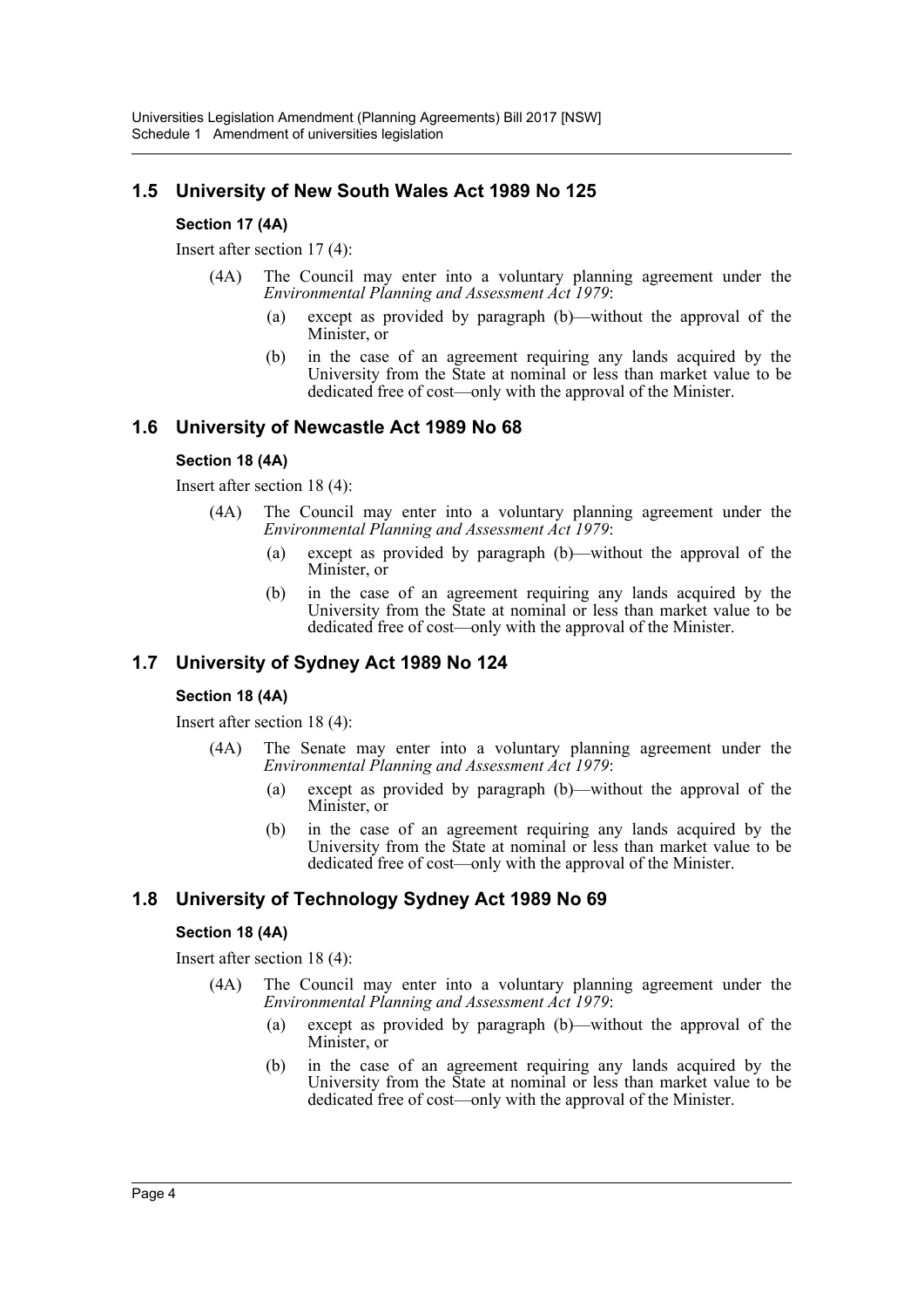## 1.5 University of New South Wales Act 1989 No 125

### Section 17 (4A)

Insert after section 17 (4):

(4A) The Council may enter into a voluntary planning agreement under the *Environmental Planning and Assessment Act 1979*:

(a) except as provided by paragraph (b)—without the approval of the Minister, or

(b) in the case of an agreement requiring any lands acquired by the University from the State at nominal or less than market value to be dedicated free of cost—only with the approval of the Minister.

## 1.6 University of Newcastle Act 1989 No 68

### Section 18 (4A)

Insert after section 18 (4):

(4A) The Council may enter into a voluntary planning agreement under the *Environmental Planning and Assessment Act 1979*:

(a) except as provided by paragraph (b)—without the approval of the Minister, or

(b) in the case of an agreement requiring any lands acquired by the University from the State at nominal or less than market value to be dedicated free of cost—only with the approval of the Minister.

## 1.7 University of Sydney Act 1989 No 124

### Section 18 (4A)

Insert after section 18 (4):

(4A) The Senate may enter into a voluntary planning agreement under the *Environmental Planning and Assessment Act 1979*:

(a) except as provided by paragraph (b)—without the approval of the Minister, or

(b) in the case of an agreement requiring any lands acquired by the University from the State at nominal or less than market value to be dedicated free of cost—only with the approval of the Minister.

## 1.8 University of Technology Sydney Act 1989 No 69

### Section 18 (4A)

Insert after section 18 (4):

(4A) The Council may enter into a voluntary planning agreement under the *Environmental Planning and Assessment Act 1979*:

(a) except as provided by paragraph (b)—without the approval of the Minister, or

(b) in the case of an agreement requiring any lands acquired by the University from the State at nominal or less than market value to be dedicated free of cost—only with the approval of the Minister.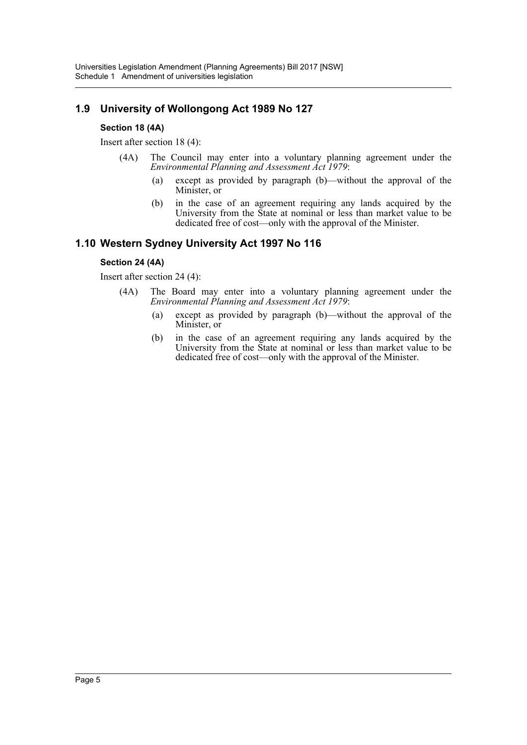## 1.9 University of Wollongong Act 1989 No 127

### Section 18 (4A)

Insert after section 18 (4):

(4A) The Council may enter into a voluntary planning agreement under the *Environmental Planning and Assessment Act 1979*:

- (a) except as provided by paragraph (b)—without the approval of the Minister, or
- (b) in the case of an agreement requiring any lands acquired by the University from the State at nominal or less than market value to be dedicated free of cost—only with the approval of the Minister.

## 1.10 Western Sydney University Act 1997 No 116

### Section 24 (4A)

Insert after section 24 (4):

(4A) The Board may enter into a voluntary planning agreement under the *Environmental Planning and Assessment Act 1979*:

- (a) except as provided by paragraph (b)—without the approval of the Minister, or
- (b) in the case of an agreement requiring any lands acquired by the University from the State at nominal or less than market value to be dedicated free of cost—only with the approval of the Minister.